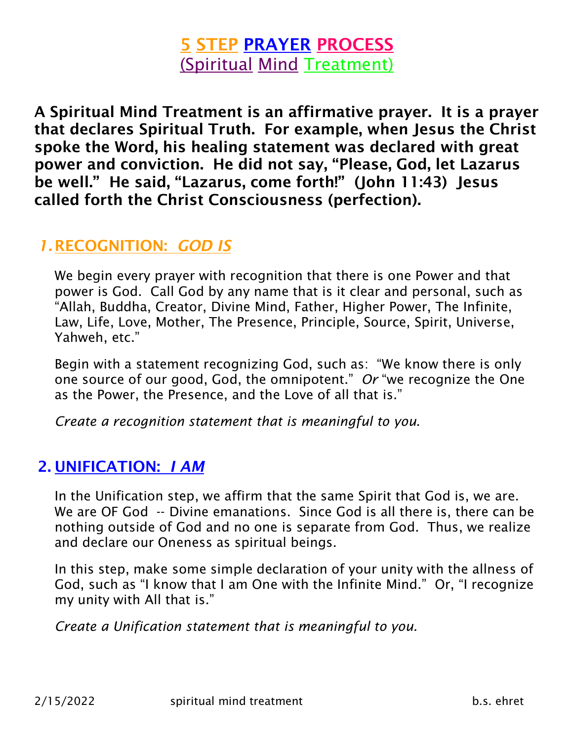# 5 STEP PRAYER PROCESS
## (Spiritual Mind Treatment)

**A Spiritual Mind Treatment is an affirmative prayer. It is a prayer that declares Spiritual Truth. For example, when Jesus the Christ spoke the Word, his healing statement was declared with great power and conviction. He did not say, "Please, God, let Lazarus be well." He said, "Lazarus, come forth!" (John 11:43) Jesus called forth the Christ Consciousness (perfection).**

### 1. RECOGNITION: *GOD IS*

We begin every prayer with recognition that there is one Power and that power is God. Call God by any name that is it clear and personal, such as "Allah, Buddha, Creator, Divine Mind, Father, Higher Power, The Infinite, Law, Life, Love, Mother, The Presence, Principle, Source, Spirit, Universe, Yahweh, etc."

Begin with a statement recognizing God, such as: "We know there is only one source of our good, God, the omnipotent." *Or* "we recognize the One as the Power, the Presence, and the Love of all that is."

*Create a recognition statement that is meaningful to you.*

### 2. UNIFICATION: *I AM*

In the Unification step, we affirm that the same Spirit that God is, we are. We are OF God -- Divine emanations. Since God is all there is, there can be nothing outside of God and no one is separate from God. Thus, we realize and declare our Oneness as spiritual beings.

In this step, make some simple declaration of your unity with the allness of God, such as "I know that I am One with the Infinite Mind." Or, "I recognize my unity with All that is."

*Create a Unification statement that is meaningful to you.*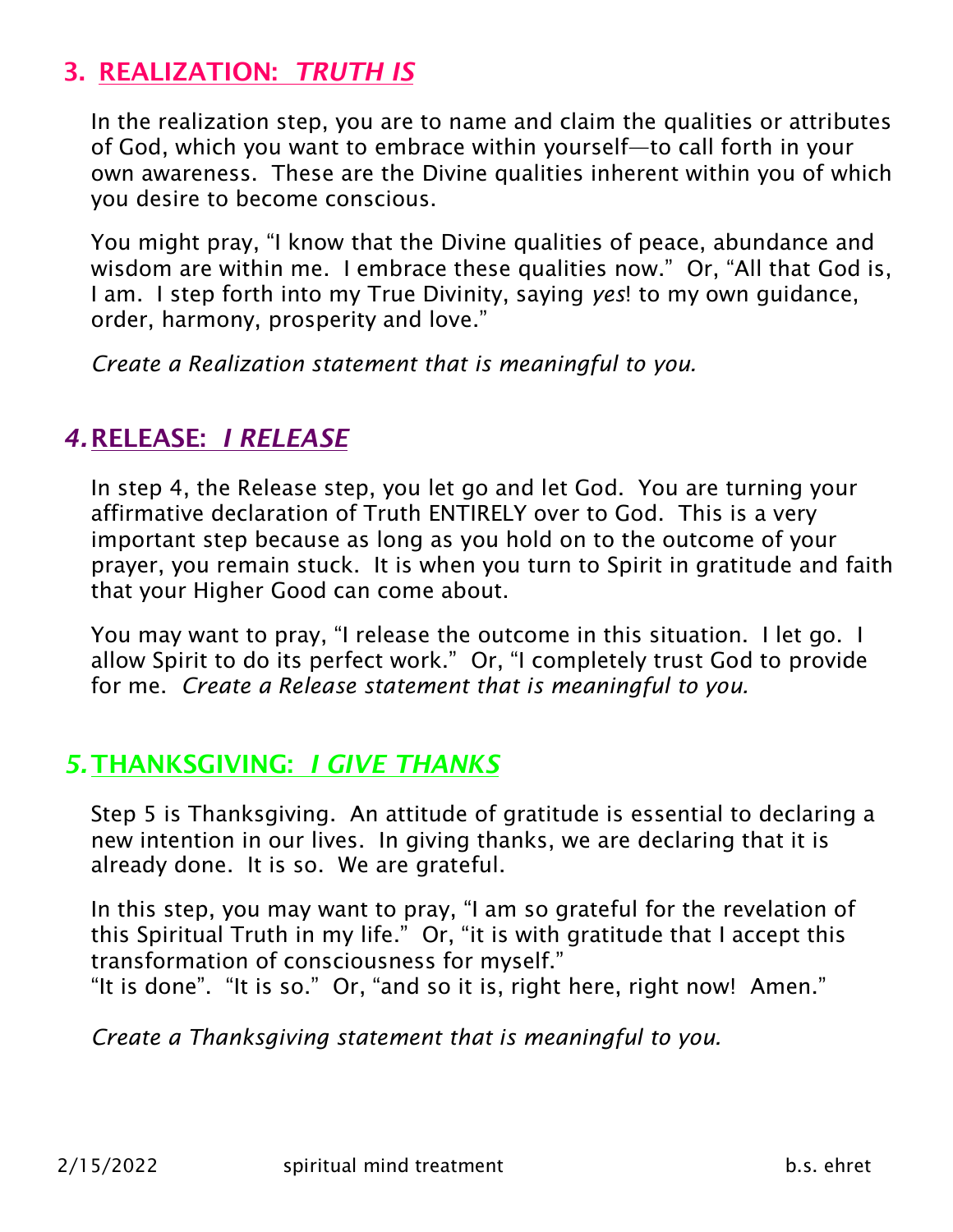## 3. REALIZATION: *TRUTH IS*

In the realization step, you are to name and claim the qualities or attributes of God, which you want to embrace within yourself—to call forth in your own awareness. These are the Divine qualities inherent within you of which you desire to become conscious.

You might pray, "I know that the Divine qualities of peace, abundance and wisdom are within me. I embrace these qualities now." Or, "All that God is, I am. I step forth into my True Divinity, saying *yes*! to my own guidance, order, harmony, prosperity and love."

*Create a Realization statement that is meaningful to you.*

## *4.* RELEASE: *I RELEASE*

In step 4, the Release step, you let go and let God. You are turning your affirmative declaration of Truth ENTIRELY over to God. This is a very important step because as long as you hold on to the outcome of your prayer, you remain stuck. It is when you turn to Spirit in gratitude and faith that your Higher Good can come about.

You may want to pray, "I release the outcome in this situation. I let go. I allow Spirit to do its perfect work." Or, "I completely trust God to provide for me. *Create a Release statement that is meaningful to you.*

## *5.* THANKSGIVING: *I GIVE THANKS*

Step 5 is Thanksgiving. An attitude of gratitude is essential to declaring a new intention in our lives. In giving thanks, we are declaring that it is already done. It is so. We are grateful.

In this step, you may want to pray, "I am so grateful for the revelation of this Spiritual Truth in my life." Or, "it is with gratitude that I accept this transformation of consciousness for myself."
"It is done". "It is so." Or, "and so it is, right here, right now! Amen."

*Create a Thanksgiving statement that is meaningful to you.*